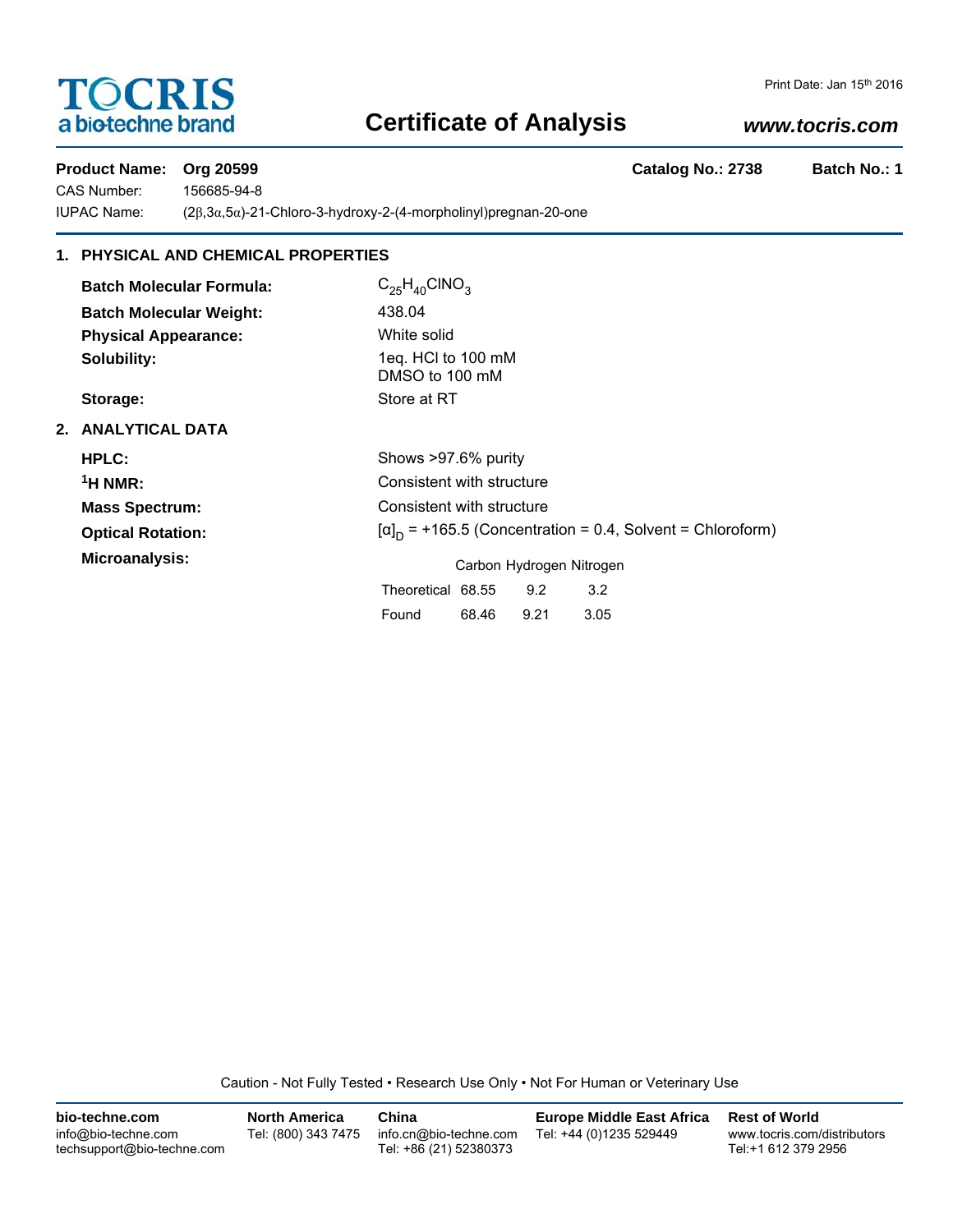**TOCRIS**
a biotechne brand

Print Date: Jan 15th 2016

# Certificate of Analysis

*www.tocris.com*

**Product Name:** **Org 20599** **Catalog No.: 2738** **Batch No.: 1**

CAS Number: 156685-94-8

IUPAC Name: (2β,3α,5α)-21-Chloro-3-hydroxy-2-(4-morpholinyl)pregnan-20-one

## 1. PHYSICAL AND CHEMICAL PROPERTIES

**Batch Molecular Formula:** $C_{25}H_{40}ClNO_3$

**Batch Molecular Weight:** 438.04

**Physical Appearance:** White solid

**Solubility:** 1eq. HCl to 100 mM
DMSO to 100 mM

**Storage:** Store at RT

## 2. ANALYTICAL DATA

**HPLC:** Shows >97.6% purity

**$^1$H NMR:** Consistent with structure

**Mass Spectrum:** Consistent with structure

**Optical Rotation:** $[\alpha]_D$ = +165.5 (Concentration = 0.4, Solvent = Chloroform)

**Microanalysis:**

| | Carbon | Hydrogen | Nitrogen |
|---|---|---|---|
| Theoretical | 68.55 | 9.2 | 3.2 |
| Found | 68.46 | 9.21 | 3.05 |

Caution - Not Fully Tested • Research Use Only • Not For Human or Veterinary Use

**bio-techne.com**
info@bio-techne.com
techsupport@bio-techne.com

**North America**
Tel: (800) 343 7475

**China**
info.cn@bio-techne.com
Tel: +86 (21) 52380373

**Europe Middle East Africa**
Tel: +44 (0)1235 529449

**Rest of World**
www.tocris.com/distributors
Tel:+1 612 379 2956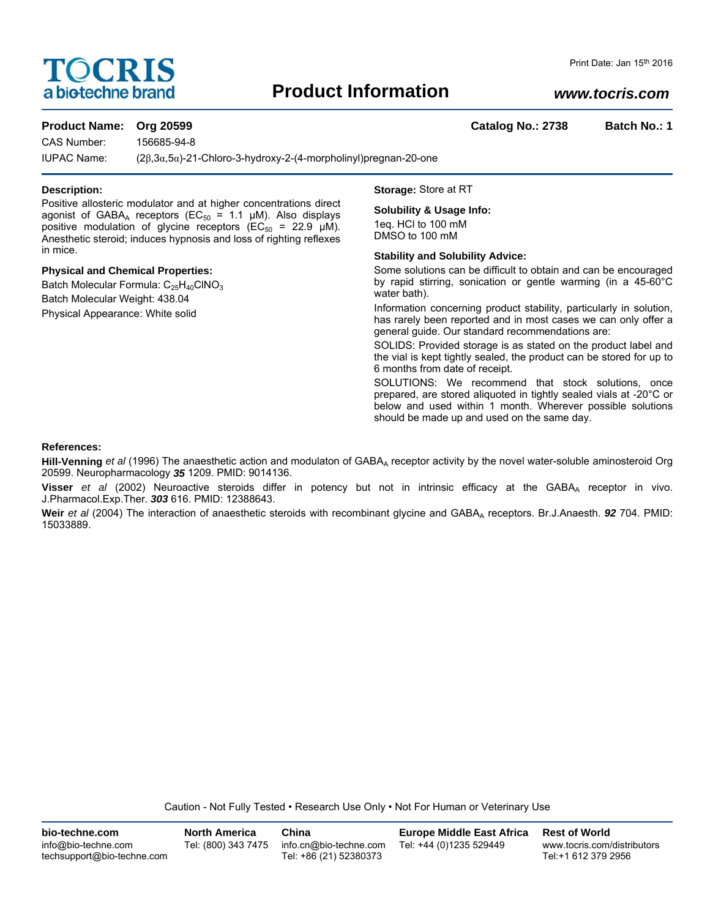# TOCRIS
a bio-techne brand

Print Date: Jan 15th 2016

## Product Information

**www.tocris.com**

**Product Name: Org 20599** **Catalog No.: 2738** **Batch No.: 1**

CAS Number: 156685-94-8

IUPAC Name: (2β,3α,5α)-21-Chloro-3-hydroxy-2-(4-morpholinyl)pregnan-20-one

### Description:

Positive allosteric modulator and at higher concentrations direct agonist of $GABA_A$ receptors ($EC_{50}$ = 1.1 μM). Also displays positive modulation of glycine receptors ($EC_{50}$ = 22.9 μM). Anesthetic steroid; induces hypnosis and loss of righting reflexes in mice.

### Physical and Chemical Properties:

Batch Molecular Formula: $C_{25}H_{40}ClNO_3$

Batch Molecular Weight: 438.04

Physical Appearance: White solid

**Storage:** Store at RT

### Solubility & Usage Info:

1eq. HCl to 100 mM

DMSO to 100 mM

### Stability and Solubility Advice:

Some solutions can be difficult to obtain and can be encouraged by rapid stirring, sonication or gentle warming (in a 45-60°C water bath).

Information concerning product stability, particularly in solution, has rarely been reported and in most cases we can only offer a general guide. Our standard recommendations are:

SOLIDS: Provided storage is as stated on the product label and the vial is kept tightly sealed, the product can be stored for up to 6 months from date of receipt.

SOLUTIONS: We recommend that stock solutions, once prepared, are stored aliquoted in tightly sealed vials at -20°C or below and used within 1 month. Wherever possible solutions should be made up and used on the same day.

### References:

**Hill-Venning** *et al* (1996) The anaesthetic action and modulaton of $GABA_A$ receptor activity by the novel water-soluble aminosteroid Org 20599. Neuropharmacology ***35*** 1209. PMID: 9014136.

**Visser** *et al* (2002) Neuroactive steroids differ in potency but not in intrinsic efficacy at the $GABA_A$ receptor in vivo. J.Pharmacol.Exp.Ther. ***303*** 616. PMID: 12388643.

**Weir** *et al* (2004) The interaction of anaesthetic steroids with recombinant glycine and $GABA_A$ receptors. Br.J.Anaesth. ***92*** 704. PMID: 15033889.

Caution - Not Fully Tested • Research Use Only • Not For Human or Veterinary Use

**bio-techne.com**
info@bio-techne.com
techsupport@bio-techne.com

**North America**
Tel: (800) 343 7475

**China**
info.cn@bio-techne.com
Tel: +86 (21) 52380373

**Europe Middle East Africa**
Tel: +44 (0)1235 529449

**Rest of World**
www.tocris.com/distributors
Tel:+1 612 379 2956